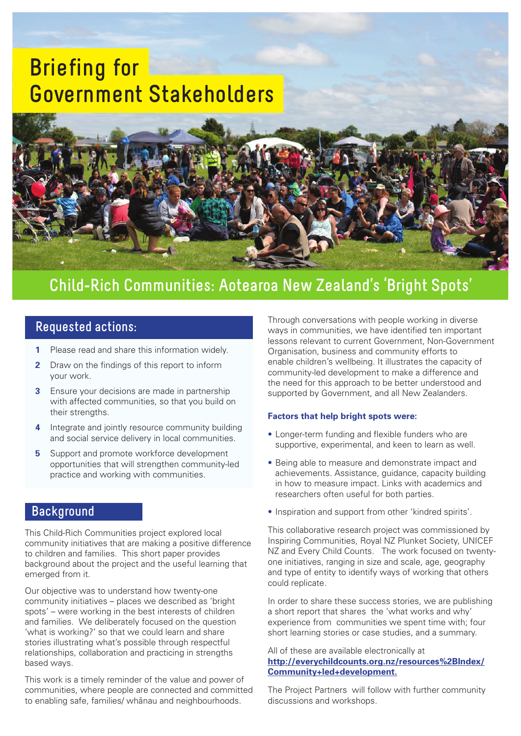# Briefing for Government Stakeholders

## Child-Rich Communities: Aotearoa New Zealand's 'Bright Spots'

## Requested actions:

1. Please read and share this information widely.
2. Draw on the findings of this report to inform your work.
3. Ensure your decisions are made in partnership with affected communities, so that you build on their strengths.
4. Integrate and jointly resource community building and social service delivery in local communities.
5. Support and promote workforce development opportunities that will strengthen community-led practice and working with communities.

## Background

This Child-Rich Communities project explored local community initiatives that are making a positive difference to children and families. This short paper provides background about the project and the useful learning that emerged from it.

Our objective was to understand how twenty-one community initiatives – places we described as 'bright spots' – were working in the best interests of children and families. We deliberately focused on the question 'what is working?' so that we could learn and share stories illustrating what's possible through respectful relationships, collaboration and practicing in strengths based ways.

This work is a timely reminder of the value and power of communities, where people are connected and committed to enabling safe, families/ whānau and neighbourhoods.

Through conversations with people working in diverse ways in communities, we have identified ten important lessons relevant to current Government, Non-Government Organisation, business and community efforts to enable children's wellbeing. It illustrates the capacity of community-led development to make a difference and the need for this approach to be better understood and supported by Government, and all New Zealanders.

**Factors that help bright spots were:**

- Longer-term funding and flexible funders who are supportive, experimental, and keen to learn as well.
- Being able to measure and demonstrate impact and achievements. Assistance, guidance, capacity building in how to measure impact. Links with academics and researchers often useful for both parties.
- Inspiration and support from other 'kindred spirits'.

This collaborative research project was commissioned by Inspiring Communities, Royal NZ Plunket Society, UNICEF NZ and Every Child Counts. The work focused on twenty-one initiatives, ranging in size and scale, age, geography and type of entity to identify ways of working that others could replicate.

In order to share these success stories, we are publishing a short report that shares the 'what works and why' experience from communities we spent time with; four short learning stories or case studies, and a summary.

All of these are available electronically at **http://everychildcounts.org.nz/resources%2BIndex/Community+led+development.**

The Project Partners will follow with further community discussions and workshops.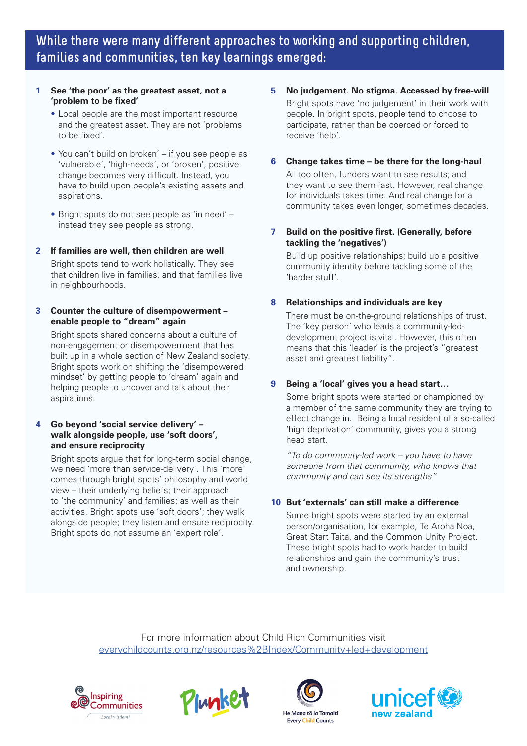## While there were many different approaches to working and supporting children, families and communities, ten key learnings emerged:

1. **See 'the poor' as the greatest asset, not a 'problem to be fixed'**
   - Local people are the most important resource and the greatest asset. They are not 'problems to be fixed'.
   - You can't build on broken' – if you see people as 'vulnerable', 'high-needs', or 'broken', positive change becomes very difficult. Instead, you have to build upon people's existing assets and aspirations.
   - Bright spots do not see people as 'in need' – instead they see people as strong.

2. **If families are well, then children are well**

   Bright spots tend to work holistically. They see that children live in families, and that families live in neighbourhoods.

3. **Counter the culture of disempowerment – enable people to "dream" again**

   Bright spots shared concerns about a culture of non-engagement or disempowerment that has built up in a whole section of New Zealand society. Bright spots work on shifting the 'disempowered mindset' by getting people to 'dream' again and helping people to uncover and talk about their aspirations.

4. **Go beyond 'social service delivery' – walk alongside people, use 'soft doors', and ensure reciprocity**

   Bright spots argue that for long-term social change, we need 'more than service-delivery'. This 'more' comes through bright spots' philosophy and world view – their underlying beliefs; their approach to 'the community' and families; as well as their activities. Bright spots use 'soft doors'; they walk alongside people; they listen and ensure reciprocity. Bright spots do not assume an 'expert role'.

5. **No judgement. No stigma. Accessed by free-will**

   Bright spots have 'no judgement' in their work with people. In bright spots, people tend to choose to participate, rather than be coerced or forced to receive 'help'.

6. **Change takes time – be there for the long-haul**

   All too often, funders want to see results; and they want to see them fast. However, real change for individuals takes time. And real change for a community takes even longer, sometimes decades.

7. **Build on the positive first. (Generally, before tackling the 'negatives')**

   Build up positive relationships; build up a positive community identity before tackling some of the 'harder stuff'.

8. **Relationships and individuals are key**

   There must be on-the-ground relationships of trust. The 'key person' who leads a community-led-development project is vital. However, this often means that this 'leader' is the project's "greatest asset and greatest liability".

9. **Being a 'local' gives you a head start…**

   Some bright spots were started or championed by a member of the same community they are trying to effect change in. Being a local resident of a so-called 'high deprivation' community, gives you a strong head start.

   *"To do community-led work – you have to have someone from that community, who knows that community and can see its strengths"*

10. **But 'externals' can still make a difference**

    Some bright spots were started by an external person/organisation, for example, Te Aroha Noa, Great Start Taita, and the Common Unity Project. These bright spots had to work harder to build relationships and gain the community's trust and ownership.

For more information about Child Rich Communities visit
everychildcounts.org.nz/resources%2BIndex/Community+led+development

Inspiring Communities — Local wisdom²

Plunket

He Mana tō ia Tamaiti — Every Child Counts

unicef new zealand